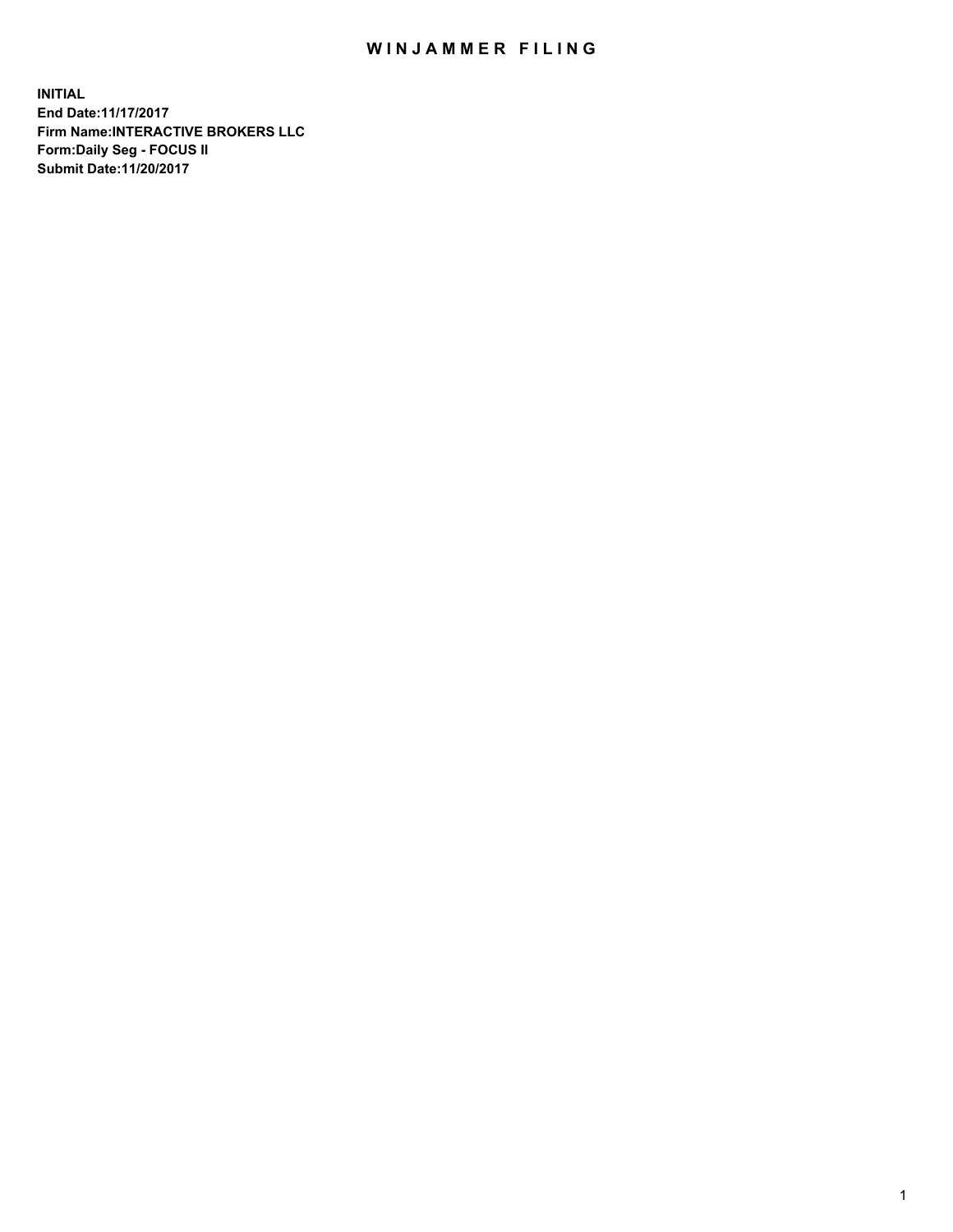# WINJAMMER FILING

**INITIAL**
**End Date:11/17/2017**
**Firm Name:INTERACTIVE BROKERS LLC**
**Form:Daily Seg - FOCUS II**
**Submit Date:11/20/2017**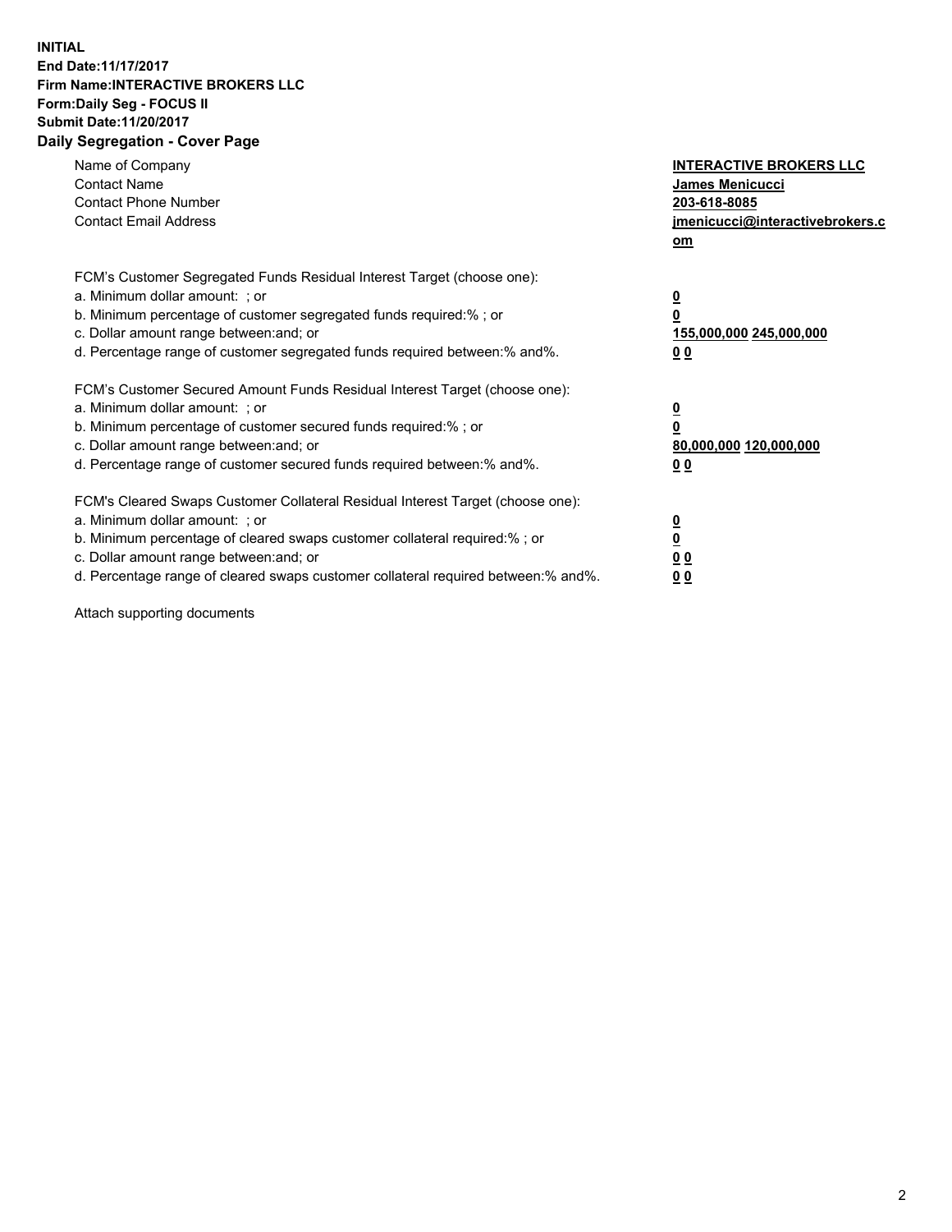**INITIAL**
**End Date:11/17/2017**
**Firm Name:INTERACTIVE BROKERS LLC**
**Form:Daily Seg - FOCUS II**
**Submit Date:11/20/2017**

## Daily Segregation - Cover Page

| | |
|---|---|
| Name of Company | **INTERACTIVE BROKERS LLC** |
| Contact Name | **James Menicucci** |
| Contact Phone Number | **203-618-8085** |
| Contact Email Address | **jmenicucci@interactivebrokers.com** |

FCM's Customer Segregated Funds Residual Interest Target (choose one):

| | |
|---|---|
| a. Minimum dollar amount: ; or | **0** |
| b. Minimum percentage of customer segregated funds required:% ; or | **0** |
| c. Dollar amount range between:and; or | **155,000,000 245,000,000** |
| d. Percentage range of customer segregated funds required between:% and%. | **0 0** |

FCM's Customer Secured Amount Funds Residual Interest Target (choose one):

| | |
|---|---|
| a. Minimum dollar amount: ; or | **0** |
| b. Minimum percentage of customer secured funds required:% ; or | **0** |
| c. Dollar amount range between:and; or | **80,000,000 120,000,000** |
| d. Percentage range of customer secured funds required between:% and%. | **0 0** |

FCM's Cleared Swaps Customer Collateral Residual Interest Target (choose one):

| | |
|---|---|
| a. Minimum dollar amount: ; or | **0** |
| b. Minimum percentage of cleared swaps customer collateral required:% ; or | **0** |
| c. Dollar amount range between:and; or | **0 0** |
| d. Percentage range of cleared swaps customer collateral required between:% and%. | **0 0** |

Attach supporting documents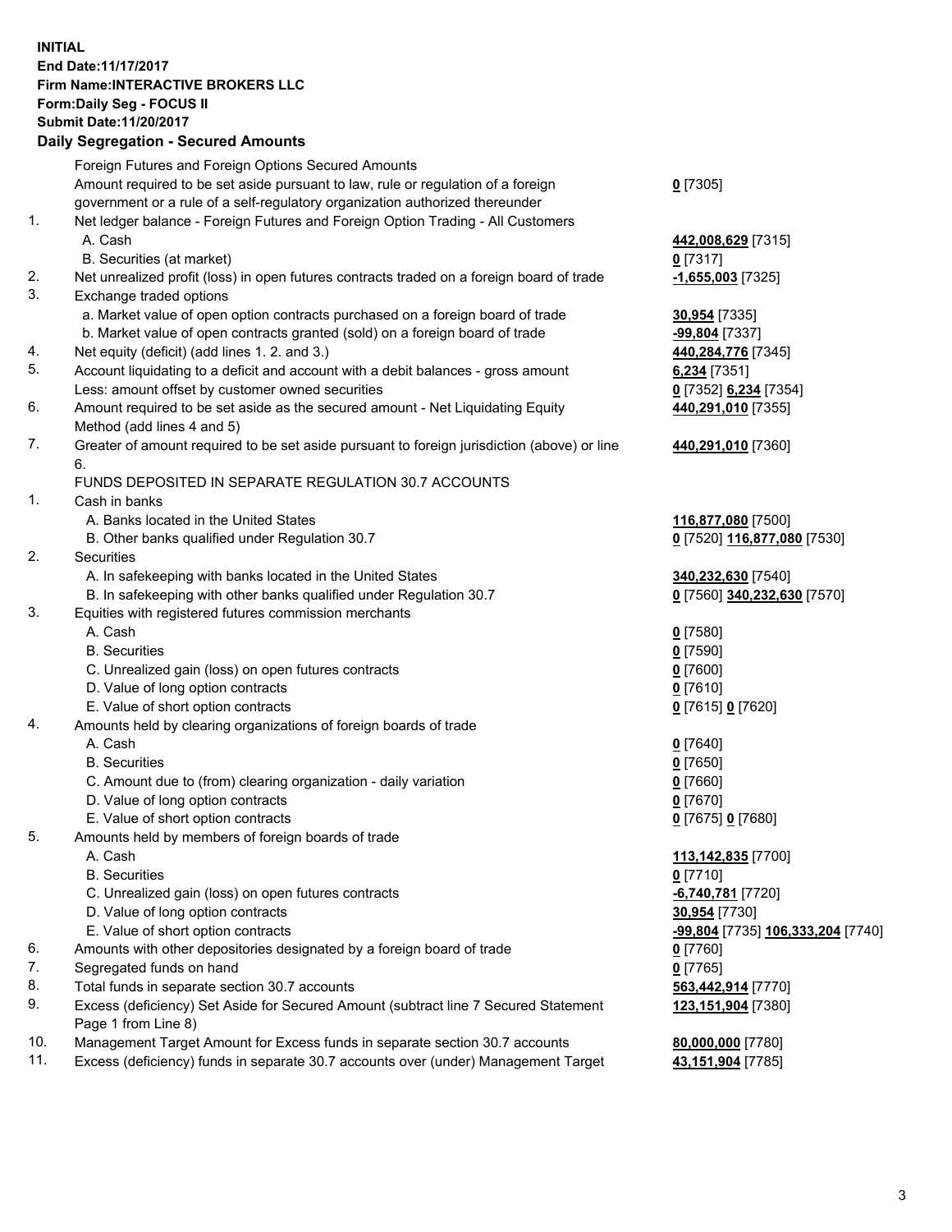**INITIAL**
**End Date:11/17/2017**
**Firm Name:INTERACTIVE BROKERS LLC**
**Form:Daily Seg - FOCUS II**
**Submit Date:11/20/2017**
**Daily Segregation - Secured Amounts**

| | | |
|---|---|---|
| | Foreign Futures and Foreign Options Secured Amounts | |
| | Amount required to be set aside pursuant to law, rule or regulation of a foreign government or a rule of a self-regulatory organization authorized thereunder | **0** [7305] |
| 1. | Net ledger balance - Foreign Futures and Foreign Option Trading - All Customers | |
| | A. Cash | **442,008,629** [7315] |
| | B. Securities (at market) | **0** [7317] |
| 2. | Net unrealized profit (loss) in open futures contracts traded on a foreign board of trade | **-1,655,003** [7325] |
| 3. | Exchange traded options | |
| | a. Market value of open option contracts purchased on a foreign board of trade | **30,954** [7335] |
| | b. Market value of open contracts granted (sold) on a foreign board of trade | **-99,804** [7337] |
| 4. | Net equity (deficit) (add lines 1. 2. and 3.) | **440,284,776** [7345] |
| 5. | Account liquidating to a deficit and account with a debit balances - gross amount | **6,234** [7351] |
| | Less: amount offset by customer owned securities | **0** [7352] **6,234** [7354] |
| 6. | Amount required to be set aside as the secured amount - Net Liquidating Equity Method (add lines 4 and 5) | **440,291,010** [7355] |
| 7. | Greater of amount required to be set aside pursuant to foreign jurisdiction (above) or line 6. | **440,291,010** [7360] |
| | FUNDS DEPOSITED IN SEPARATE REGULATION 30.7 ACCOUNTS | |
| 1. | Cash in banks | |
| | A. Banks located in the United States | **116,877,080** [7500] |
| | B. Other banks qualified under Regulation 30.7 | **0** [7520] **116,877,080** [7530] |
| 2. | Securities | |
| | A. In safekeeping with banks located in the United States | **340,232,630** [7540] |
| | B. In safekeeping with other banks qualified under Regulation 30.7 | **0** [7560] **340,232,630** [7570] |
| 3. | Equities with registered futures commission merchants | |
| | A. Cash | **0** [7580] |
| | B. Securities | **0** [7590] |
| | C. Unrealized gain (loss) on open futures contracts | **0** [7600] |
| | D. Value of long option contracts | **0** [7610] |
| | E. Value of short option contracts | **0** [7615] **0** [7620] |
| 4. | Amounts held by clearing organizations of foreign boards of trade | |
| | A. Cash | **0** [7640] |
| | B. Securities | **0** [7650] |
| | C. Amount due to (from) clearing organization - daily variation | **0** [7660] |
| | D. Value of long option contracts | **0** [7670] |
| | E. Value of short option contracts | **0** [7675] **0** [7680] |
| 5. | Amounts held by members of foreign boards of trade | |
| | A. Cash | **113,142,835** [7700] |
| | B. Securities | **0** [7710] |
| | C. Unrealized gain (loss) on open futures contracts | **-6,740,781** [7720] |
| | D. Value of long option contracts | **30,954** [7730] |
| | E. Value of short option contracts | **-99,804** [7735] **106,333,204** [7740] |
| 6. | Amounts with other depositories designated by a foreign board of trade | **0** [7760] |
| 7. | Segregated funds on hand | **0** [7765] |
| 8. | Total funds in separate section 30.7 accounts | **563,442,914** [7770] |
| 9. | Excess (deficiency) Set Aside for Secured Amount (subtract line 7 Secured Statement Page 1 from Line 8) | **123,151,904** [7380] |
| 10. | Management Target Amount for Excess funds in separate section 30.7 accounts | **80,000,000** [7780] |
| 11. | Excess (deficiency) funds in separate 30.7 accounts over (under) Management Target | **43,151,904** [7785] |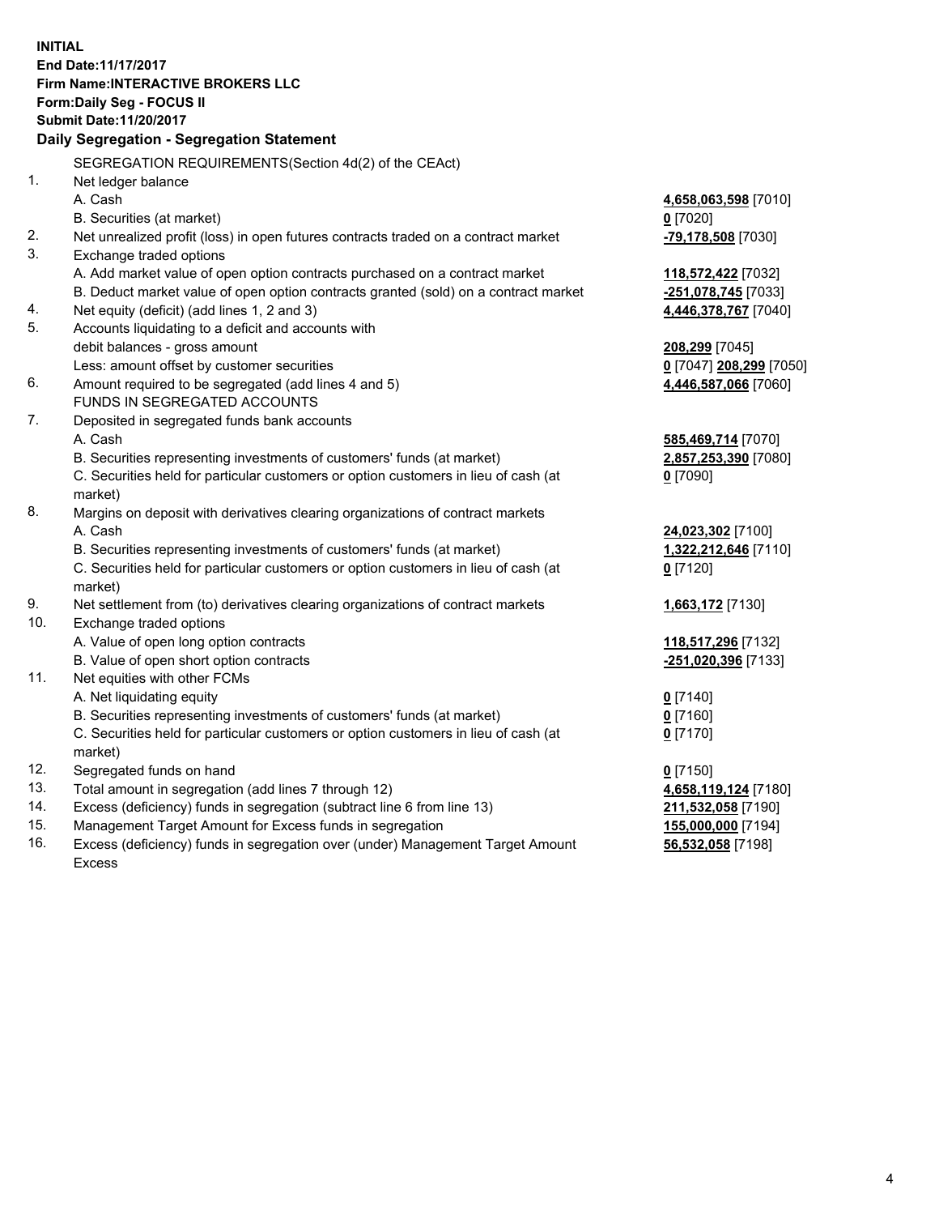**INITIAL**
**End Date:11/17/2017**
**Firm Name:INTERACTIVE BROKERS LLC**
**Form:Daily Seg - FOCUS II**
**Submit Date:11/20/2017**

### Daily Segregation - Segregation Statement

| | | |
|---|---|---|
| | SEGREGATION REQUIREMENTS(Section 4d(2) of the CEAct) | |
| 1. | Net ledger balance | |
| | A. Cash | **4,658,063,598** [7010] |
| | B. Securities (at market) | **0** [7020] |
| 2. | Net unrealized profit (loss) in open futures contracts traded on a contract market | **-79,178,508** [7030] |
| 3. | Exchange traded options | |
| | A. Add market value of open option contracts purchased on a contract market | **118,572,422** [7032] |
| | B. Deduct market value of open option contracts granted (sold) on a contract market | **-251,078,745** [7033] |
| 4. | Net equity (deficit) (add lines 1, 2 and 3) | **4,446,378,767** [7040] |
| 5. | Accounts liquidating to a deficit and accounts with | |
| | debit balances - gross amount | **208,299** [7045] |
| | Less: amount offset by customer securities | **0** [7047] **208,299** [7050] |
| 6. | Amount required to be segregated (add lines 4 and 5) | **4,446,587,066** [7060] |
| | FUNDS IN SEGREGATED ACCOUNTS | |
| 7. | Deposited in segregated funds bank accounts | |
| | A. Cash | **585,469,714** [7070] |
| | B. Securities representing investments of customers' funds (at market) | **2,857,253,390** [7080] |
| | C. Securities held for particular customers or option customers in lieu of cash (at market) | **0** [7090] |
| 8. | Margins on deposit with derivatives clearing organizations of contract markets | |
| | A. Cash | **24,023,302** [7100] |
| | B. Securities representing investments of customers' funds (at market) | **1,322,212,646** [7110] |
| | C. Securities held for particular customers or option customers in lieu of cash (at market) | **0** [7120] |
| 9. | Net settlement from (to) derivatives clearing organizations of contract markets | **1,663,172** [7130] |
| 10. | Exchange traded options | |
| | A. Value of open long option contracts | **118,517,296** [7132] |
| | B. Value of open short option contracts | **-251,020,396** [7133] |
| 11. | Net equities with other FCMs | |
| | A. Net liquidating equity | **0** [7140] |
| | B. Securities representing investments of customers' funds (at market) | **0** [7160] |
| | C. Securities held for particular customers or option customers in lieu of cash (at market) | **0** [7170] |
| 12. | Segregated funds on hand | **0** [7150] |
| 13. | Total amount in segregation (add lines 7 through 12) | **4,658,119,124** [7180] |
| 14. | Excess (deficiency) funds in segregation (subtract line 6 from line 13) | **211,532,058** [7190] |
| 15. | Management Target Amount for Excess funds in segregation | **155,000,000** [7194] |
| 16. | Excess (deficiency) funds in segregation over (under) Management Target Amount Excess | **56,532,058** [7198] |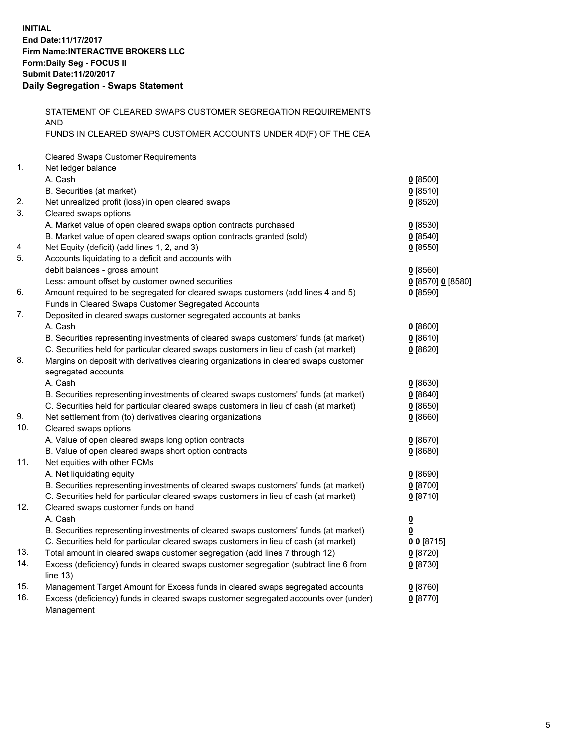**INITIAL**
**End Date:11/17/2017**
**Firm Name:INTERACTIVE BROKERS LLC**
**Form:Daily Seg - FOCUS II**
**Submit Date:11/20/2017**
**Daily Segregation - Swaps Statement**

STATEMENT OF CLEARED SWAPS CUSTOMER SEGREGATION REQUIREMENTS AND FUNDS IN CLEARED SWAPS CUSTOMER ACCOUNTS UNDER 4D(F) OF THE CEA

| | | |
|---|---|---|
| | Cleared Swaps Customer Requirements | |
| 1. | Net ledger balance | |
| | A. Cash | 0 [8500] |
| | B. Securities (at market) | 0 [8510] |
| 2. | Net unrealized profit (loss) in open cleared swaps | 0 [8520] |
| 3. | Cleared swaps options | |
| | A. Market value of open cleared swaps option contracts purchased | 0 [8530] |
| | B. Market value of open cleared swaps option contracts granted (sold) | 0 [8540] |
| 4. | Net Equity (deficit) (add lines 1, 2, and 3) | 0 [8550] |
| 5. | Accounts liquidating to a deficit and accounts with debit balances - gross amount | 0 [8560] |
| | Less: amount offset by customer owned securities | 0 [8570] 0 [8580] |
| 6. | Amount required to be segregated for cleared swaps customers (add lines 4 and 5) | 0 [8590] |
| | Funds in Cleared Swaps Customer Segregated Accounts | |
| 7. | Deposited in cleared swaps customer segregated accounts at banks | |
| | A. Cash | 0 [8600] |
| | B. Securities representing investments of cleared swaps customers' funds (at market) | 0 [8610] |
| | C. Securities held for particular cleared swaps customers in lieu of cash (at market) | 0 [8620] |
| 8. | Margins on deposit with derivatives clearing organizations in cleared swaps customer segregated accounts | |
| | A. Cash | 0 [8630] |
| | B. Securities representing investments of cleared swaps customers' funds (at market) | 0 [8640] |
| | C. Securities held for particular cleared swaps customers in lieu of cash (at market) | 0 [8650] |
| 9. | Net settlement from (to) derivatives clearing organizations | 0 [8660] |
| 10. | Cleared swaps options | |
| | A. Value of open cleared swaps long option contracts | 0 [8670] |
| | B. Value of open cleared swaps short option contracts | 0 [8680] |
| 11. | Net equities with other FCMs | |
| | A. Net liquidating equity | 0 [8690] |
| | B. Securities representing investments of cleared swaps customers' funds (at market) | 0 [8700] |
| | C. Securities held for particular cleared swaps customers in lieu of cash (at market) | 0 [8710] |
| 12. | Cleared swaps customer funds on hand | |
| | A. Cash | 0 |
| | B. Securities representing investments of cleared swaps customers' funds (at market) | 0 |
| | C. Securities held for particular cleared swaps customers in lieu of cash (at market) | 0 0 [8715] |
| 13. | Total amount in cleared swaps customer segregation (add lines 7 through 12) | 0 [8720] |
| 14. | Excess (deficiency) funds in cleared swaps customer segregation (subtract line 6 from line 13) | 0 [8730] |
| 15. | Management Target Amount for Excess funds in cleared swaps segregated accounts | 0 [8760] |
| 16. | Excess (deficiency) funds in cleared swaps customer segregated accounts over (under) Management | 0 [8770] |